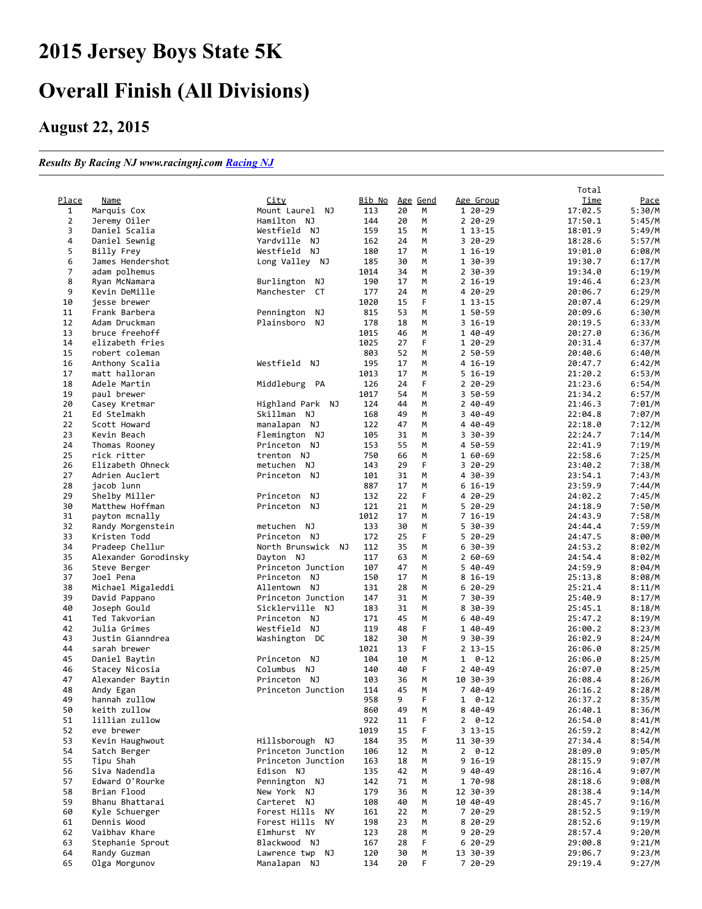# 2015 Jersey Boys State 5K

# Overall Finish (All Divisions)

## August 22, 2015

*Results By Racing NJ www.racingnj.com [Racing NJ](http://www.racingnj.com)*

| Place | Name | City | Bib No | Age | Gend | Age Group | Total Time | Pace |
|---|---|---|---|---|---|---|---|---|
| 1 | Marquis Cox | Mount Laurel NJ | 113 | 20 | M | 1 20-29 | 17:02.5 | 5:30/M |
| 2 | Jeremy Oiler | Hamilton NJ | 144 | 20 | M | 2 20-29 | 17:50.1 | 5:45/M |
| 3 | Daniel Scalia | Westfield NJ | 159 | 15 | M | 1 13-15 | 18:01.9 | 5:49/M |
| 4 | Daniel Sewnig | Yardville NJ | 162 | 24 | M | 3 20-29 | 18:28.6 | 5:57/M |
| 5 | Billy Frey | Westfield NJ | 180 | 17 | M | 1 16-19 | 19:01.0 | 6:08/M |
| 6 | James Hendershot | Long Valley NJ | 185 | 30 | M | 1 30-39 | 19:30.7 | 6:17/M |
| 7 | adam polhemus | | 1014 | 34 | M | 2 30-39 | 19:34.0 | 6:19/M |
| 8 | Ryan McNamara | Burlington NJ | 190 | 17 | M | 2 16-19 | 19:46.4 | 6:23/M |
| 9 | Kevin DeMille | Manchester CT | 177 | 24 | M | 4 20-29 | 20:06.7 | 6:29/M |
| 10 | jesse brewer | | 1020 | 15 | F | 1 13-15 | 20:07.4 | 6:29/M |
| 11 | Frank Barbera | Pennington NJ | 815 | 53 | M | 1 50-59 | 20:09.6 | 6:30/M |
| 12 | Adam Druckman | Plainsboro NJ | 178 | 18 | M | 3 16-19 | 20:19.5 | 6:33/M |
| 13 | bruce freehoff | | 1015 | 46 | M | 1 40-49 | 20:27.0 | 6:36/M |
| 14 | elizabeth fries | | 1025 | 27 | F | 1 20-29 | 20:31.4 | 6:37/M |
| 15 | robert coleman | | 803 | 52 | M | 2 50-59 | 20:40.6 | 6:40/M |
| 16 | Anthony Scalia | Westfield NJ | 195 | 17 | M | 4 16-19 | 20:47.7 | 6:42/M |
| 17 | matt halloran | | 1013 | 17 | M | 5 16-19 | 21:20.2 | 6:53/M |
| 18 | Adele Martin | Middleburg PA | 126 | 24 | F | 2 20-29 | 21:23.6 | 6:54/M |
| 19 | paul brewer | | 1017 | 54 | M | 3 50-59 | 21:34.2 | 6:57/M |
| 20 | Casey Kretmar | Highland Park NJ | 124 | 44 | M | 2 40-49 | 21:46.3 | 7:01/M |
| 21 | Ed Stelmakh | Skillman NJ | 168 | 49 | M | 3 40-49 | 22:04.8 | 7:07/M |
| 22 | Scott Howard | manalapan NJ | 122 | 47 | M | 4 40-49 | 22:18.0 | 7:12/M |
| 23 | Kevin Beach | Flemington NJ | 105 | 31 | M | 3 30-39 | 22:24.7 | 7:14/M |
| 24 | Thomas Rooney | Princeton NJ | 153 | 55 | M | 4 50-59 | 22:41.9 | 7:19/M |
| 25 | rick ritter | trenton NJ | 750 | 66 | M | 1 60-69 | 22:58.6 | 7:25/M |
| 26 | Elizabeth Ohneck | metuchen NJ | 143 | 29 | F | 3 20-29 | 23:40.2 | 7:38/M |
| 27 | Adrien Auclert | Princeton NJ | 101 | 31 | M | 4 30-39 | 23:54.1 | 7:43/M |
| 28 | jacob lunn | | 887 | 17 | M | 6 16-19 | 23:59.9 | 7:44/M |
| 29 | Shelby Miller | Princeton NJ | 132 | 22 | F | 4 20-29 | 24:02.2 | 7:45/M |
| 30 | Matthew Hoffman | Princeton NJ | 121 | 21 | M | 5 20-29 | 24:18.9 | 7:50/M |
| 31 | payton mcnally | | 1012 | 17 | M | 7 16-19 | 24:43.9 | 7:58/M |
| 32 | Randy Morgenstein | metuchen NJ | 133 | 30 | M | 5 30-39 | 24:44.4 | 7:59/M |
| 33 | Kristen Todd | Princeton NJ | 172 | 25 | F | 5 20-29 | 24:47.5 | 8:00/M |
| 34 | Pradeep Chellur | North Brunswick NJ | 112 | 35 | M | 6 30-39 | 24:53.2 | 8:02/M |
| 35 | Alexander Gorodinsky | Dayton NJ | 117 | 63 | M | 2 60-69 | 24:54.4 | 8:02/M |
| 36 | Steve Berger | Princeton Junction | 107 | 47 | M | 5 40-49 | 24:59.9 | 8:04/M |
| 37 | Joel Pena | Princeton NJ | 150 | 17 | M | 8 16-19 | 25:13.8 | 8:08/M |
| 38 | Michael Migaleddi | Allentown NJ | 131 | 28 | M | 6 20-29 | 25:21.4 | 8:11/M |
| 39 | David Pappano | Princeton Junction | 147 | 31 | M | 7 30-39 | 25:40.9 | 8:17/M |
| 40 | Joseph Gould | Sicklerville NJ | 183 | 31 | M | 8 30-39 | 25:45.1 | 8:18/M |
| 41 | Ted Takvorian | Princeton NJ | 171 | 45 | M | 6 40-49 | 25:47.2 | 8:19/M |
| 42 | Julia Grimes | Westfield NJ | 119 | 48 | F | 1 40-49 | 26:00.2 | 8:23/M |
| 43 | Justin Gianndrea | Washington DC | 182 | 30 | M | 9 30-39 | 26:02.9 | 8:24/M |
| 44 | sarah brewer | | 1021 | 13 | F | 2 13-15 | 26:06.0 | 8:25/M |
| 45 | Daniel Baytin | Princeton NJ | 104 | 10 | M | 1 0-12 | 26:06.0 | 8:25/M |
| 46 | Stacey Nicosia | Columbus NJ | 140 | 40 | F | 2 40-49 | 26:08.4 | 8:25/M |
| 47 | Alexander Baytin | Princeton NJ | 103 | 36 | M | 10 30-39 | 26:08.4 | 8:26/M |
| 48 | Andy Egan | Princeton Junction | 114 | 45 | M | 7 40-49 | 26:16.2 | 8:28/M |
| 49 | hannah zullow | | 958 | 9 | F | 1 0-12 | 26:37.2 | 8:35/M |
| 50 | keith zullow | | 860 | 49 | M | 8 40-49 | 26:40.1 | 8:36/M |
| 51 | lillian zullow | | 922 | 11 | F | 2 0-12 | 26:54.0 | 8:41/M |
| 52 | eve brewer | | 1019 | 15 | F | 3 13-15 | 26:59.2 | 8:42/M |
| 53 | Kevin Haughwout | Hillsborough NJ | 184 | 35 | M | 11 30-39 | 27:34.4 | 8:54/M |
| 54 | Satch Berger | Princeton Junction | 106 | 12 | M | 2 0-12 | 28:09.0 | 9:05/M |
| 55 | Tipu Shah | Princeton Junction | 163 | 18 | M | 9 16-19 | 28:15.9 | 9:07/M |
| 56 | Siva Nadendla | Edison NJ | 135 | 42 | M | 9 40-49 | 28:16.4 | 9:07/M |
| 57 | Edward O'Rourke | Pennington NJ | 142 | 71 | M | 1 70-98 | 28:18.6 | 9:08/M |
| 58 | Brian Flood | New York NJ | 179 | 36 | M | 12 30-39 | 28:38.4 | 9:14/M |
| 59 | Bhanu Bhattarai | Carteret NJ | 108 | 40 | M | 10 40-49 | 28:45.7 | 9:16/M |
| 60 | Kyle Schuerger | Forest Hills NY | 161 | 22 | M | 7 20-29 | 28:52.5 | 9:19/M |
| 61 | Dennis Wood | Forest Hills NY | 198 | 23 | M | 8 20-29 | 28:52.6 | 9:19/M |
| 62 | Vaibhav Khare | Elmhurst NY | 123 | 28 | M | 9 20-29 | 28:57.4 | 9:20/M |
| 63 | Stephanie Sprout | Blackwood NJ | 167 | 28 | F | 6 20-29 | 29:00.8 | 9:21/M |
| 64 | Randy Guzman | Lawrence twp NJ | 120 | 30 | M | 13 30-39 | 29:06.7 | 9:23/M |
| 65 | Olga Morgunov | Manalapan NJ | 134 | 20 | F | 7 20-29 | 29:19.4 | 9:27/M |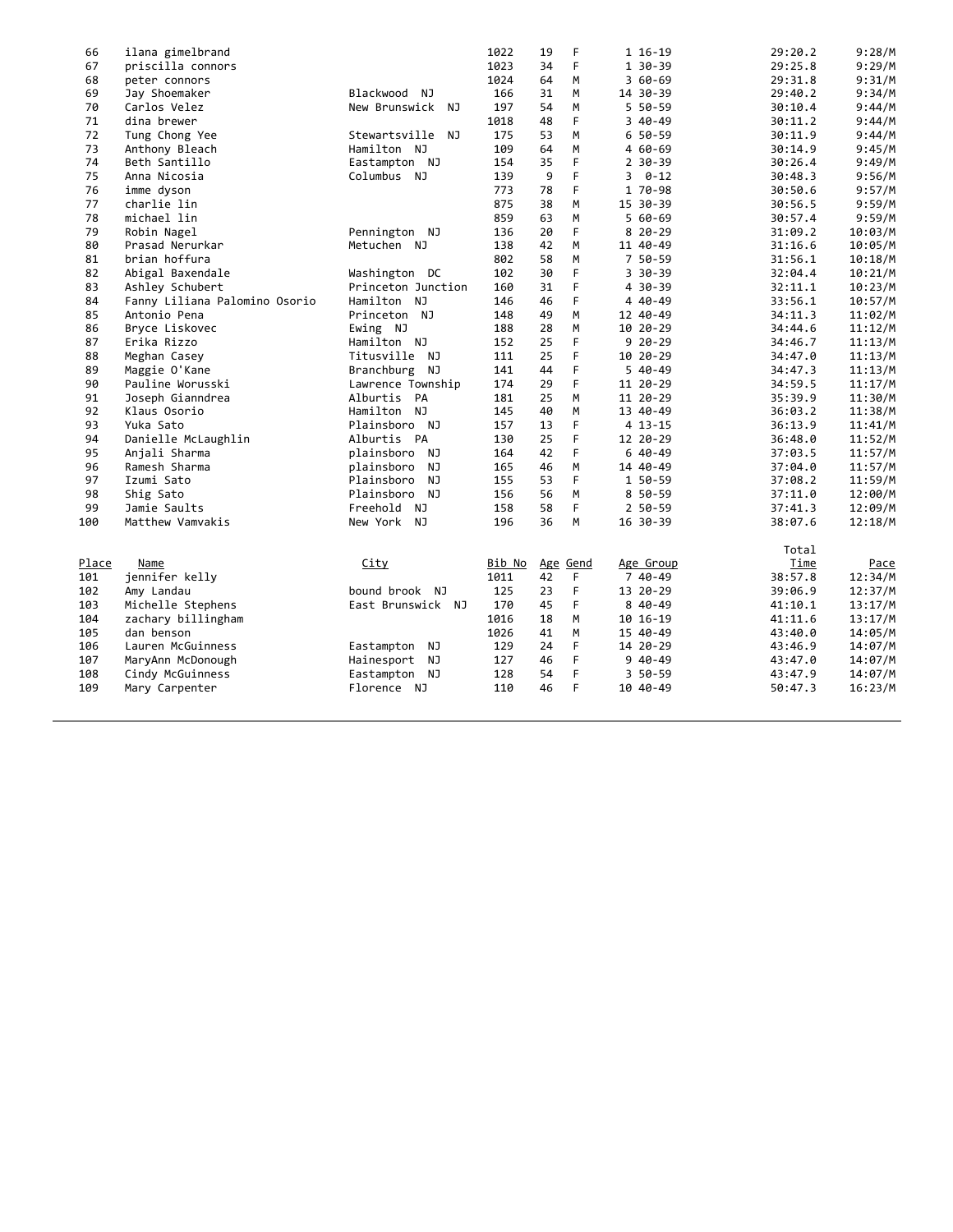| Place | Name | City | Bib No | Age | Gend | Age Group | Total Time | Pace |
|---|---|---|---|---|---|---|---|---|
| 66 | ilana gimelbrand | | 1022 | 19 | F | 1 16-19 | 29:20.2 | 9:28/M |
| 67 | priscilla connors | | 1023 | 34 | F | 1 30-39 | 29:25.8 | 9:29/M |
| 68 | peter connors | | 1024 | 64 | M | 3 60-69 | 29:31.8 | 9:31/M |
| 69 | Jay Shoemaker | Blackwood NJ | 166 | 31 | M | 14 30-39 | 29:40.2 | 9:34/M |
| 70 | Carlos Velez | New Brunswick NJ | 197 | 54 | M | 5 50-59 | 30:10.4 | 9:44/M |
| 71 | dina brewer | | 1018 | 48 | F | 3 40-49 | 30:11.2 | 9:44/M |
| 72 | Tung Chong Yee | Stewartsville NJ | 175 | 53 | M | 6 50-59 | 30:11.9 | 9:44/M |
| 73 | Anthony Bleach | Hamilton NJ | 109 | 64 | M | 4 60-69 | 30:14.9 | 9:45/M |
| 74 | Beth Santillo | Eastampton NJ | 154 | 35 | F | 2 30-39 | 30:26.4 | 9:49/M |
| 75 | Anna Nicosia | Columbus NJ | 139 | 9 | F | 3 0-12 | 30:48.3 | 9:56/M |
| 76 | imme dyson | | 773 | 78 | F | 1 70-98 | 30:50.6 | 9:57/M |
| 77 | charlie lin | | 875 | 38 | M | 15 30-39 | 30:56.5 | 9:59/M |
| 78 | michael lin | | 859 | 63 | M | 5 60-69 | 30:57.4 | 9:59/M |
| 79 | Robin Nagel | Pennington NJ | 136 | 20 | F | 8 20-29 | 31:09.2 | 10:03/M |
| 80 | Prasad Nerurkar | Metuchen NJ | 138 | 42 | M | 11 40-49 | 31:16.6 | 10:05/M |
| 81 | brian hoffura | | 802 | 58 | M | 7 50-59 | 31:56.1 | 10:18/M |
| 82 | Abigal Baxendale | Washington DC | 102 | 30 | F | 3 30-39 | 32:04.4 | 10:21/M |
| 83 | Ashley Schubert | Princeton Junction | 160 | 31 | F | 4 30-39 | 32:11.1 | 10:23/M |
| 84 | Fanny Liliana Palomino Osorio | Hamilton NJ | 146 | 46 | F | 4 40-49 | 33:56.1 | 10:57/M |
| 85 | Antonio Pena | Princeton NJ | 148 | 49 | M | 12 40-49 | 34:11.3 | 11:02/M |
| 86 | Bryce Liskovec | Ewing NJ | 188 | 28 | M | 10 20-29 | 34:44.6 | 11:12/M |
| 87 | Erika Rizzo | Hamilton NJ | 152 | 25 | F | 9 20-29 | 34:46.7 | 11:13/M |
| 88 | Meghan Casey | Titusville NJ | 111 | 25 | F | 10 20-29 | 34:47.0 | 11:13/M |
| 89 | Maggie O'Kane | Branchburg NJ | 141 | 44 | F | 5 40-49 | 34:47.3 | 11:13/M |
| 90 | Pauline Worusski | Lawrence Township | 174 | 29 | F | 11 20-29 | 34:59.5 | 11:17/M |
| 91 | Joseph Gianndrea | Alburtis PA | 181 | 25 | M | 11 20-29 | 35:39.9 | 11:30/M |
| 92 | Klaus Osorio | Hamilton NJ | 145 | 40 | M | 13 40-49 | 36:03.2 | 11:38/M |
| 93 | Yuka Sato | Plainsboro NJ | 157 | 13 | F | 4 13-15 | 36:13.9 | 11:41/M |
| 94 | Danielle McLaughlin | Alburtis PA | 130 | 25 | F | 12 20-29 | 36:48.0 | 11:52/M |
| 95 | Anjali Sharma | plainsboro NJ | 164 | 42 | F | 6 40-49 | 37:03.5 | 11:57/M |
| 96 | Ramesh Sharma | plainsboro NJ | 165 | 46 | M | 14 40-49 | 37:04.0 | 11:57/M |
| 97 | Izumi Sato | Plainsboro NJ | 155 | 53 | F | 1 50-59 | 37:08.2 | 11:59/M |
| 98 | Shig Sato | Plainsboro NJ | 156 | 56 | M | 8 50-59 | 37:11.0 | 12:00/M |
| 99 | Jamie Saults | Freehold NJ | 158 | 58 | F | 2 50-59 | 37:41.3 | 12:09/M |
| 100 | Matthew Vamvakis | New York NJ | 196 | 36 | M | 16 30-39 | 38:07.6 | 12:18/M |
| 101 | jennifer kelly | | 1011 | 42 | F | 7 40-49 | 38:57.8 | 12:34/M |
| 102 | Amy Landau | bound brook NJ | 125 | 23 | F | 13 20-29 | 39:06.9 | 12:37/M |
| 103 | Michelle Stephens | East Brunswick NJ | 170 | 45 | F | 8 40-49 | 41:10.1 | 13:17/M |
| 104 | zachary billingham | | 1016 | 18 | M | 10 16-19 | 41:11.6 | 13:17/M |
| 105 | dan benson | | 1026 | 41 | M | 15 40-49 | 43:40.0 | 14:05/M |
| 106 | Lauren McGuinness | Eastampton NJ | 129 | 24 | F | 14 20-29 | 43:46.9 | 14:07/M |
| 107 | MaryAnn McDonough | Hainesport NJ | 127 | 46 | F | 9 40-49 | 43:47.0 | 14:07/M |
| 108 | Cindy McGuinness | Eastampton NJ | 128 | 54 | F | 3 50-59 | 43:47.9 | 14:07/M |
| 109 | Mary Carpenter | Florence NJ | 110 | 46 | F | 10 40-49 | 50:47.3 | 16:23/M |